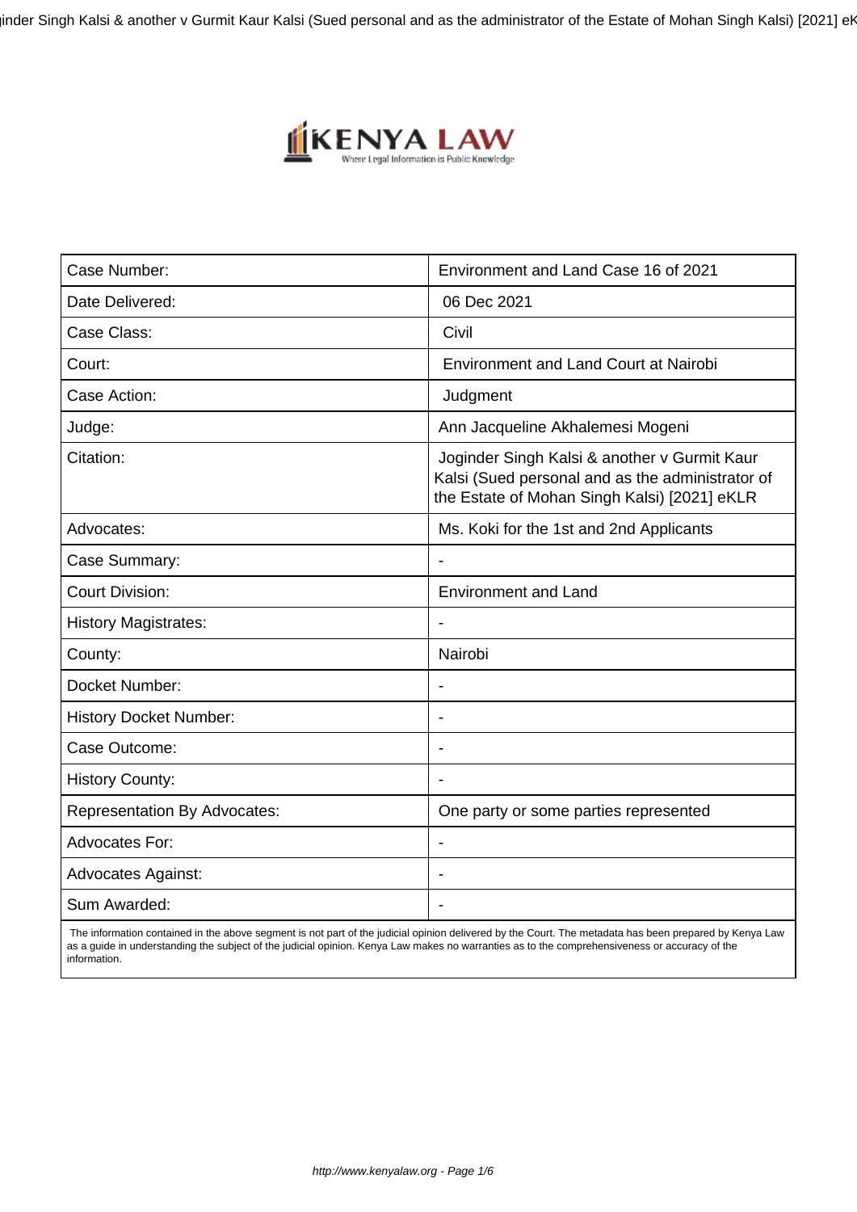| | |
|---|---|
| Case Number: | Environment and Land Case 16 of 2021 |
| Date Delivered: | 06 Dec 2021 |
| Case Class: | Civil |
| Court: | Environment and Land Court at Nairobi |
| Case Action: | Judgment |
| Judge: | Ann Jacqueline Akhalemesi Mogeni |
| Citation: | Joginder Singh Kalsi & another v Gurmit Kaur Kalsi (Sued personal and as the administrator of the Estate of Mohan Singh Kalsi) [2021] eKLR |
| Advocates: | Ms. Koki for the 1st and 2nd Applicants |
| Case Summary: | - |
| Court Division: | Environment and Land |
| History Magistrates: | - |
| County: | Nairobi |
| Docket Number: | - |
| History Docket Number: | - |
| Case Outcome: | - |
| History County: | - |
| Representation By Advocates: | One party or some parties represented |
| Advocates For: | - |
| Advocates Against: | - |
| Sum Awarded: | - |

The information contained in the above segment is not part of the judicial opinion delivered by the Court. The metadata has been prepared by Kenya Law as a guide in understanding the subject of the judicial opinion. Kenya Law makes no warranties as to the comprehensiveness or accuracy of the information.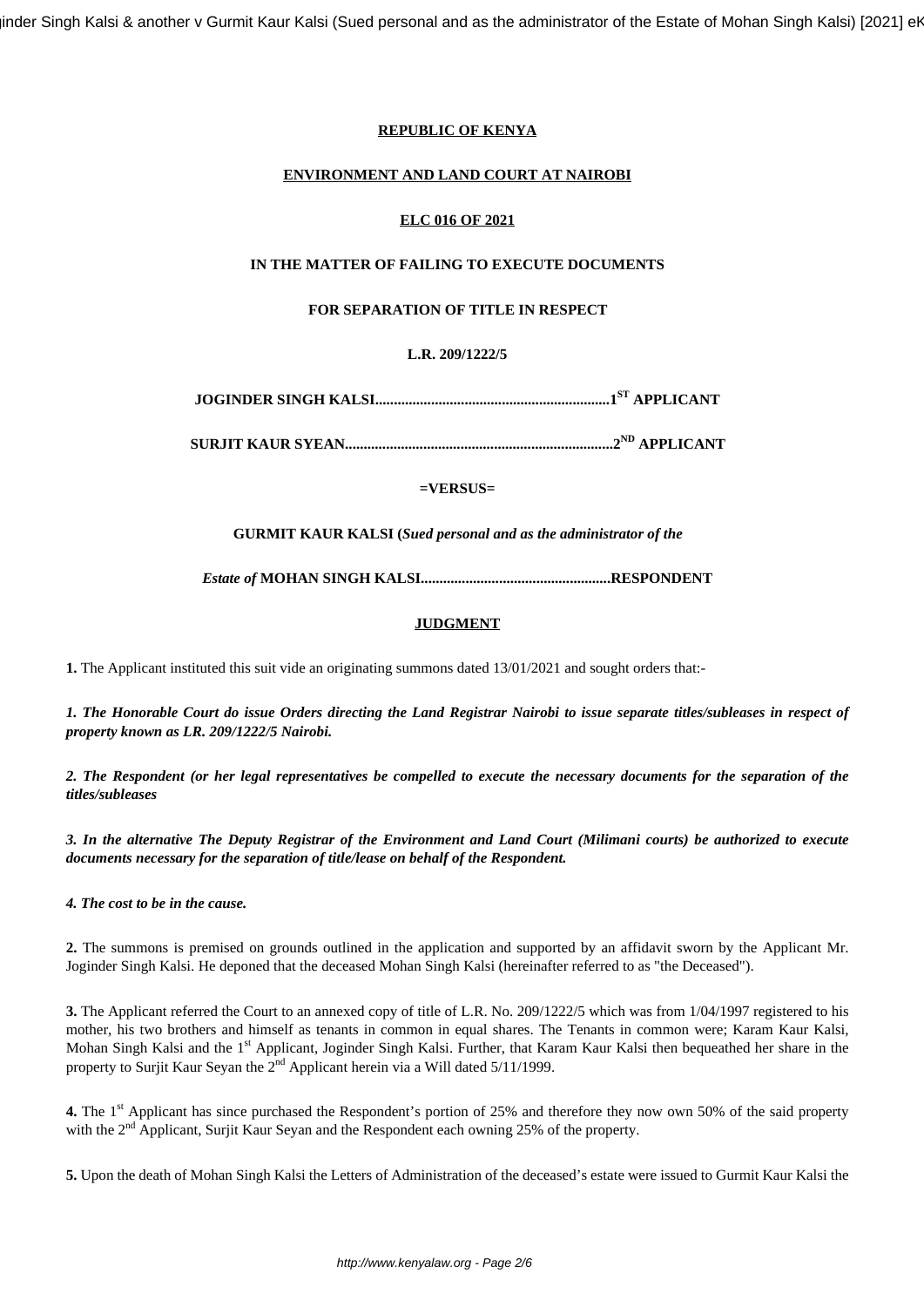**REPUBLIC OF KENYA**

**ENVIRONMENT AND LAND COURT AT NAIROBI**

**ELC 016 OF 2021**

**IN THE MATTER OF FAILING TO EXECUTE DOCUMENTS**

**FOR SEPARATION OF TITLE IN RESPECT**

**L.R. 209/1222/5**

**JOGINDER SINGH KALSI..............................................................1ST APPLICANT**

**SURJIT KAUR SYEAN.......................................................................2ND APPLICANT**

**=VERSUS=**

**GURMIT KAUR KALSI (*Sued personal and as the administrator of the***

***Estate of* MOHAN SINGH KALSI..................................................RESPONDENT**

**JUDGMENT**

**1.** The Applicant instituted this suit vide an originating summons dated 13/01/2021 and sought orders that:-

***1. The Honorable Court do issue Orders directing the Land Registrar Nairobi to issue separate titles/subleases in respect of property known as LR. 209/1222/5 Nairobi.***

***2. The Respondent (or her legal representatives be compelled to execute the necessary documents for the separation of the titles/subleases***

***3. In the alternative The Deputy Registrar of the Environment and Land Court (Milimani courts) be authorized to execute documents necessary for the separation of title/lease on behalf of the Respondent.***

***4. The cost to be in the cause.***

**2.** The summons is premised on grounds outlined in the application and supported by an affidavit sworn by the Applicant Mr. Joginder Singh Kalsi. He deponed that the deceased Mohan Singh Kalsi (hereinafter referred to as "the Deceased").

**3.** The Applicant referred the Court to an annexed copy of title of L.R. No. 209/1222/5 which was from 1/04/1997 registered to his mother, his two brothers and himself as tenants in common in equal shares. The Tenants in common were; Karam Kaur Kalsi, Mohan Singh Kalsi and the 1st Applicant, Joginder Singh Kalsi. Further, that Karam Kaur Kalsi then bequeathed her share in the property to Surjit Kaur Seyan the 2nd Applicant herein via a Will dated 5/11/1999.

**4.** The 1st Applicant has since purchased the Respondent's portion of 25% and therefore they now own 50% of the said property with the 2nd Applicant, Surjit Kaur Seyan and the Respondent each owning 25% of the property.

**5.** Upon the death of Mohan Singh Kalsi the Letters of Administration of the deceased's estate were issued to Gurmit Kaur Kalsi the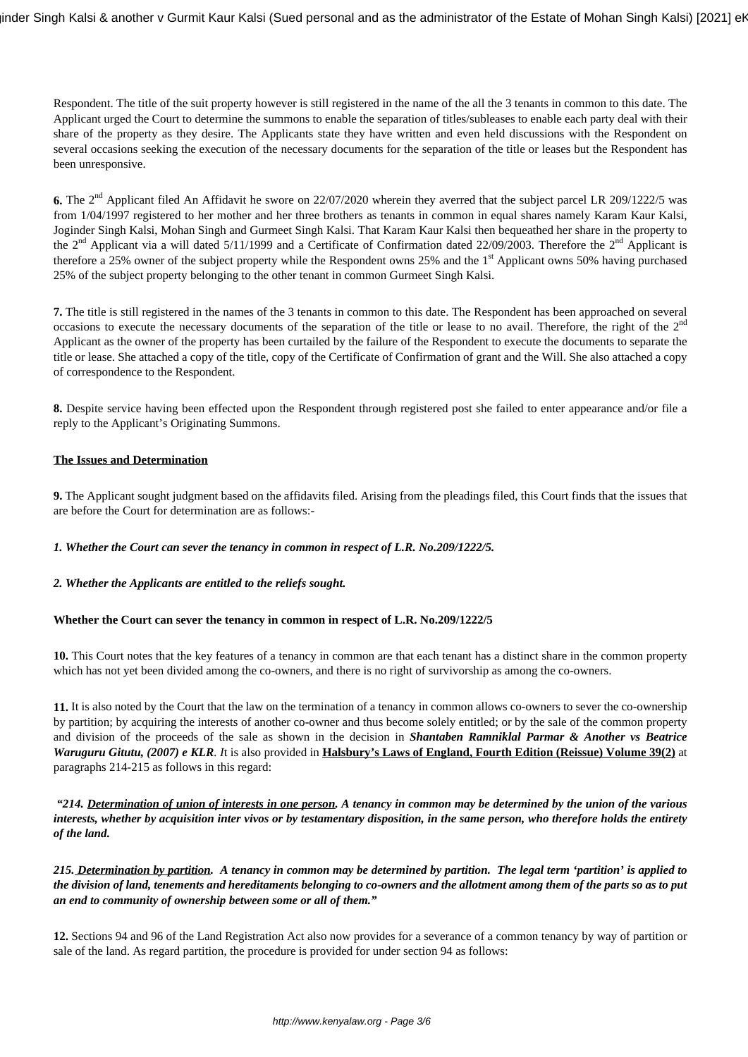Respondent. The title of the suit property however is still registered in the name of the all the 3 tenants in common to this date. The Applicant urged the Court to determine the summons to enable the separation of titles/subleases to enable each party deal with their share of the property as they desire. The Applicants state they have written and even held discussions with the Respondent on several occasions seeking the execution of the necessary documents for the separation of the title or leases but the Respondent has been unresponsive.

**6.** The 2nd Applicant filed An Affidavit he swore on 22/07/2020 wherein they averred that the subject parcel LR 209/1222/5 was from 1/04/1997 registered to her mother and her three brothers as tenants in common in equal shares namely Karam Kaur Kalsi, Joginder Singh Kalsi, Mohan Singh and Gurmeet Singh Kalsi. That Karam Kaur Kalsi then bequeathed her share in the property to the 2nd Applicant via a will dated 5/11/1999 and a Certificate of Confirmation dated 22/09/2003. Therefore the 2nd Applicant is therefore a 25% owner of the subject property while the Respondent owns 25% and the 1st Applicant owns 50% having purchased 25% of the subject property belonging to the other tenant in common Gurmeet Singh Kalsi.

**7.** The title is still registered in the names of the 3 tenants in common to this date. The Respondent has been approached on several occasions to execute the necessary documents of the separation of the title or lease to no avail. Therefore, the right of the 2nd Applicant as the owner of the property has been curtailed by the failure of the Respondent to execute the documents to separate the title or lease. She attached a copy of the title, copy of the Certificate of Confirmation of grant and the Will. She also attached a copy of correspondence to the Respondent.

**8.** Despite service having been effected upon the Respondent through registered post she failed to enter appearance and/or file a reply to the Applicant's Originating Summons.

**The Issues and Determination**

**9.** The Applicant sought judgment based on the affidavits filed. Arising from the pleadings filed, this Court finds that the issues that are before the Court for determination are as follows:-

***1. Whether the Court can sever the tenancy in common in respect of L.R. No.209/1222/5.***

***2. Whether the Applicants are entitled to the reliefs sought.***

**Whether the Court can sever the tenancy in common in respect of L.R. No.209/1222/5**

**10.** This Court notes that the key features of a tenancy in common are that each tenant has a distinct share in the common property which has not yet been divided among the co-owners, and there is no right of survivorship as among the co-owners.

**11.** It is also noted by the Court that the law on the termination of a tenancy in common allows co-owners to sever the co-ownership by partition; by acquiring the interests of another co-owner and thus become solely entitled; or by the sale of the common property and division of the proceeds of the sale as shown in the decision in ***Shantaben Ramniklal Parmar & Another vs Beatrice Waruguru Gitutu, (2007) e KLR****. I*t is also provided in **Halsbury's Laws of England, Fourth Edition (Reissue) Volume 39(2)** at paragraphs 214-215 as follows in this regard:

***"214. Determination of union of interests in one person. A tenancy in common may be determined by the union of the various interests, whether by acquisition inter vivos or by testamentary disposition, in the same person, who therefore holds the entirety of the land.***

***215. Determination by partition. A tenancy in common may be determined by partition. The legal term 'partition' is applied to the division of land, tenements and hereditaments belonging to co-owners and the allotment among them of the parts so as to put an end to community of ownership between some or all of them."***

**12.** Sections 94 and 96 of the Land Registration Act also now provides for a severance of a common tenancy by way of partition or sale of the land. As regard partition, the procedure is provided for under section 94 as follows: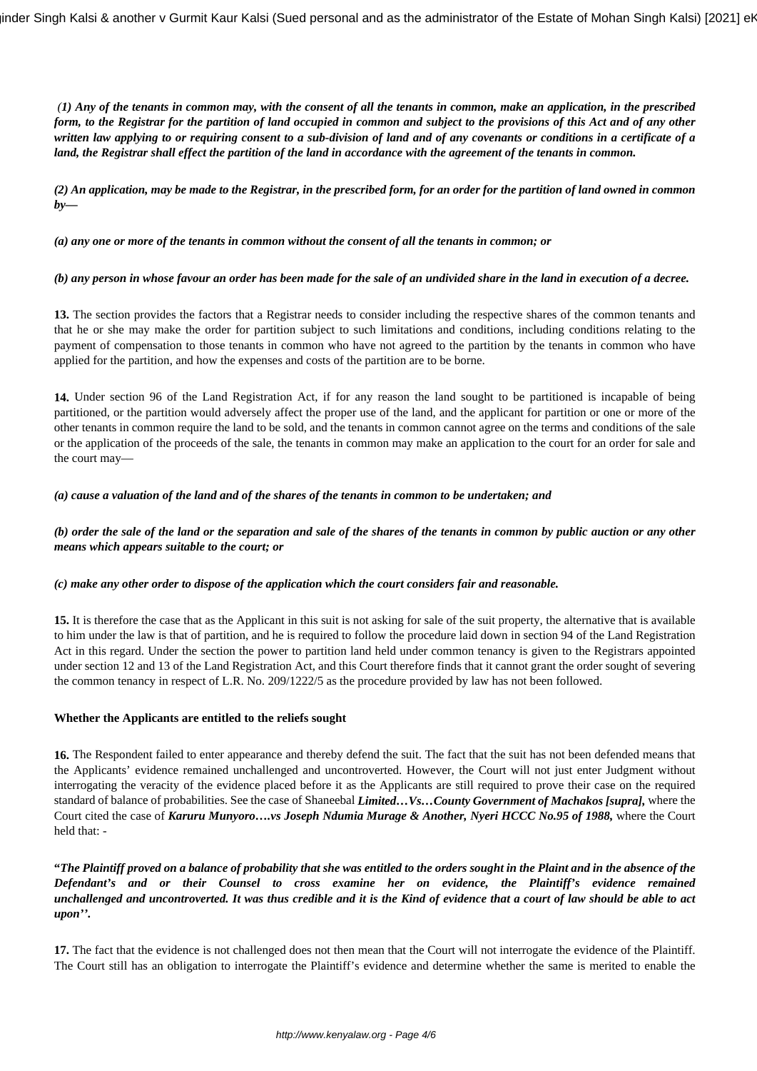*(1) Any of the tenants in common may, with the consent of all the tenants in common, make an application, in the prescribed form, to the Registrar for the partition of land occupied in common and subject to the provisions of this Act and of any other written law applying to or requiring consent to a sub-division of land and of any covenants or conditions in a certificate of a land, the Registrar shall effect the partition of the land in accordance with the agreement of the tenants in common.*

*(2) An application, may be made to the Registrar, in the prescribed form, for an order for the partition of land owned in common by—*

*(a) any one or more of the tenants in common without the consent of all the tenants in common; or*

*(b) any person in whose favour an order has been made for the sale of an undivided share in the land in execution of a decree.*

**13.** The section provides the factors that a Registrar needs to consider including the respective shares of the common tenants and that he or she may make the order for partition subject to such limitations and conditions, including conditions relating to the payment of compensation to those tenants in common who have not agreed to the partition by the tenants in common who have applied for the partition, and how the expenses and costs of the partition are to be borne.

**14.** Under section 96 of the Land Registration Act, if for any reason the land sought to be partitioned is incapable of being partitioned, or the partition would adversely affect the proper use of the land, and the applicant for partition or one or more of the other tenants in common require the land to be sold, and the tenants in common cannot agree on the terms and conditions of the sale or the application of the proceeds of the sale, the tenants in common may make an application to the court for an order for sale and the court may—

*(a) cause a valuation of the land and of the shares of the tenants in common to be undertaken; and*

*(b) order the sale of the land or the separation and sale of the shares of the tenants in common by public auction or any other means which appears suitable to the court; or*

*(c) make any other order to dispose of the application which the court considers fair and reasonable.*

**15.** It is therefore the case that as the Applicant in this suit is not asking for sale of the suit property, the alternative that is available to him under the law is that of partition, and he is required to follow the procedure laid down in section 94 of the Land Registration Act in this regard. Under the section the power to partition land held under common tenancy is given to the Registrars appointed under section 12 and 13 of the Land Registration Act, and this Court therefore finds that it cannot grant the order sought of severing the common tenancy in respect of L.R. No. 209/1222/5 as the procedure provided by law has not been followed.

**Whether the Applicants are entitled to the reliefs sought**

**16.** The Respondent failed to enter appearance and thereby defend the suit. The fact that the suit has not been defended means that the Applicants' evidence remained unchallenged and uncontroverted. However, the Court will not just enter Judgment without interrogating the veracity of the evidence placed before it as the Applicants are still required to prove their case on the required standard of balance of probabilities. See the case of Shaneebal ***Limited…Vs…County Government of Machakos [supra]***, where the Court cited the case of ***Karuru Munyoro….vs Joseph Ndumia Murage & Another, Nyeri HCCC No.95 of 1988,*** where the Court held that: -

**"*The Plaintiff proved on a balance of probability that she was entitled to the orders sought in the Plaint and in the absence of the Defendant's and or their Counsel to cross examine her on evidence, the Plaintiff's evidence remained unchallenged and uncontroverted. It was thus credible and it is the Kind of evidence that a court of law should be able to act upon''.***

**17.** The fact that the evidence is not challenged does not then mean that the Court will not interrogate the evidence of the Plaintiff. The Court still has an obligation to interrogate the Plaintiff's evidence and determine whether the same is merited to enable the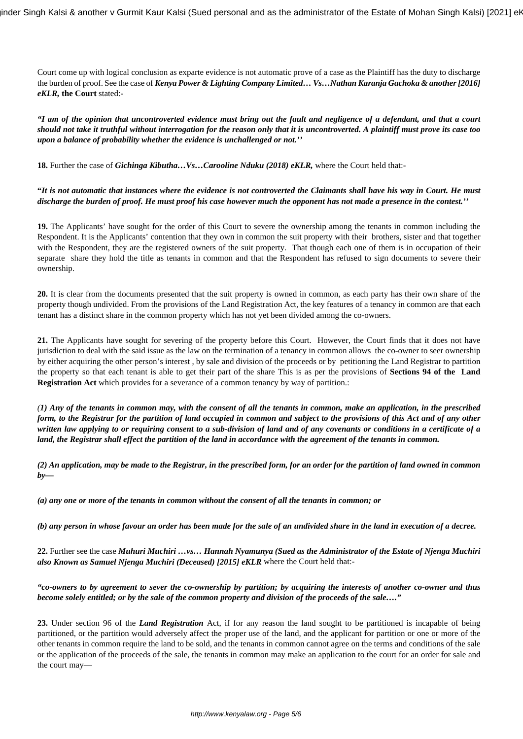Court come up with logical conclusion as exparte evidence is not automatic prove of a case as the Plaintiff has the duty to discharge the burden of proof. See the case of ***Kenya Power & Lighting Company Limited… Vs…Nathan Karanja Gachoka & another [2016] eKLR*, the Court** stated:-

***"I am of the opinion that uncontroverted evidence must bring out the fault and negligence of a defendant, and that a court should not take it truthful without interrogation for the reason only that it is uncontroverted. A plaintiff must prove its case too upon a balance of probability whether the evidence is unchallenged or not.''***

**18.** Further the case of ***Gichinga Kibutha…Vs…Carooline Nduku (2018) eKLR,*** where the Court held that:-

**"*It is not automatic that instances where the evidence is not controverted the Claimants shall have his way in Court. He must discharge the burden of proof. He must proof his case however much the opponent has not made a presence in the contest.''***

**19.** The Applicants' have sought for the order of this Court to severe the ownership among the tenants in common including the Respondent. It is the Applicants' contention that they own in common the suit property with their brothers, sister and that together with the Respondent, they are the registered owners of the suit property. That though each one of them is in occupation of their separate share they hold the title as tenants in common and that the Respondent has refused to sign documents to severe their ownership.

**20.** It is clear from the documents presented that the suit property is owned in common, as each party has their own share of the property though undivided. From the provisions of the Land Registration Act, the key features of a tenancy in common are that each tenant has a distinct share in the common property which has not yet been divided among the co-owners.

**21.** The Applicants have sought for severing of the property before this Court. However, the Court finds that it does not have jurisdiction to deal with the said issue as the law on the termination of a tenancy in common allows the co-owner to seer ownership by either acquiring the other person's interest , by sale and division of the proceeds or by petitioning the Land Registrar to partition the property so that each tenant is able to get their part of the share This is as per the provisions of **Sections 94 of the Land Registration Act** which provides for a severance of a common tenancy by way of partition.:

***(1) Any of the tenants in common may, with the consent of all the tenants in common, make an application, in the prescribed form, to the Registrar for the partition of land occupied in common and subject to the provisions of this Act and of any other written law applying to or requiring consent to a sub-division of land and of any covenants or conditions in a certificate of a land, the Registrar shall effect the partition of the land in accordance with the agreement of the tenants in common.***

***(2) An application, may be made to the Registrar, in the prescribed form, for an order for the partition of land owned in common by—***

***(a) any one or more of the tenants in common without the consent of all the tenants in common; or***

***(b) any person in whose favour an order has been made for the sale of an undivided share in the land in execution of a decree.***

**22.** Further see the case ***Muhuri Muchiri …vs… Hannah Nyamunya (Sued as the Administrator of the Estate of Njenga Muchiri also Known as Samuel Njenga Muchiri (Deceased) [2015] eKLR*** where the Court held that:-

***"co-owners to by agreement to sever the co-ownership by partition; by acquiring the interests of another co-owner and thus become solely entitled; or by the sale of the common property and division of the proceeds of the sale…."***

**23.** Under section 96 of the ***Land Registration*** Act, if for any reason the land sought to be partitioned is incapable of being partitioned, or the partition would adversely affect the proper use of the land, and the applicant for partition or one or more of the other tenants in common require the land to be sold, and the tenants in common cannot agree on the terms and conditions of the sale or the application of the proceeds of the sale, the tenants in common may make an application to the court for an order for sale and the court may—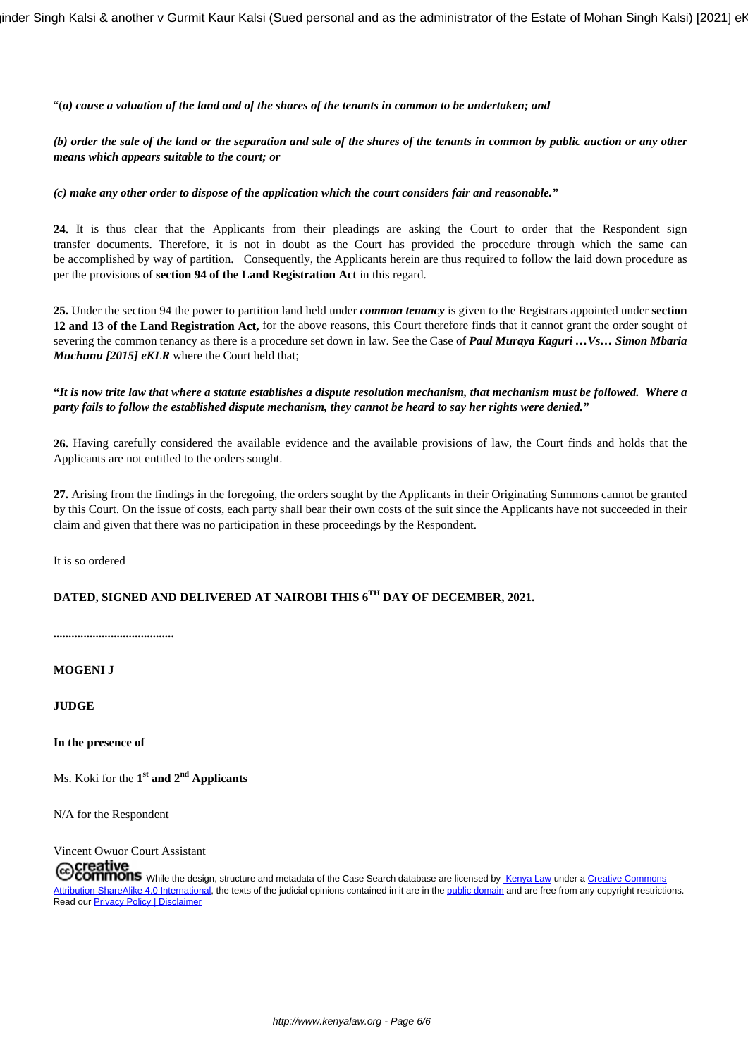"*(a) cause a valuation of the land and of the shares of the tenants in common to be undertaken; and*

***(b) order the sale of the land or the separation and sale of the shares of the tenants in common by public auction or any other means which appears suitable to the court; or***

***(c) make any other order to dispose of the application which the court considers fair and reasonable."***

**24.** It is thus clear that the Applicants from their pleadings are asking the Court to order that the Respondent sign transfer documents. Therefore, it is not in doubt as the Court has provided the procedure through which the same can be accomplished by way of partition. Consequently, the Applicants herein are thus required to follow the laid down procedure as per the provisions of **section 94 of the Land Registration Act** in this regard.

**25.** Under the section 94 the power to partition land held under ***common tenancy*** is given to the Registrars appointed under **section 12 and 13 of the Land Registration Act,** for the above reasons, this Court therefore finds that it cannot grant the order sought of severing the common tenancy as there is a procedure set down in law. See the Case of ***Paul Muraya Kaguri …Vs… Simon Mbaria Muchunu [2015] eKLR*** where the Court held that;

***"It is now trite law that where a statute establishes a dispute resolution mechanism, that mechanism must be followed. Where a party fails to follow the established dispute mechanism, they cannot be heard to say her rights were denied."***

**26.** Having carefully considered the available evidence and the available provisions of law, the Court finds and holds that the Applicants are not entitled to the orders sought.

**27.** Arising from the findings in the foregoing, the orders sought by the Applicants in their Originating Summons cannot be granted by this Court. On the issue of costs, each party shall bear their own costs of the suit since the Applicants have not succeeded in their claim and given that there was no participation in these proceedings by the Respondent.

It is so ordered

**DATED, SIGNED AND DELIVERED AT NAIROBI THIS 6TH DAY OF DECEMBER, 2021.**

**........................................**

**MOGENI J**

**JUDGE**

**In the presence of**

Ms. Koki for the **1st and 2nd Applicants**

N/A for the Respondent

Vincent Owuor Court Assistant